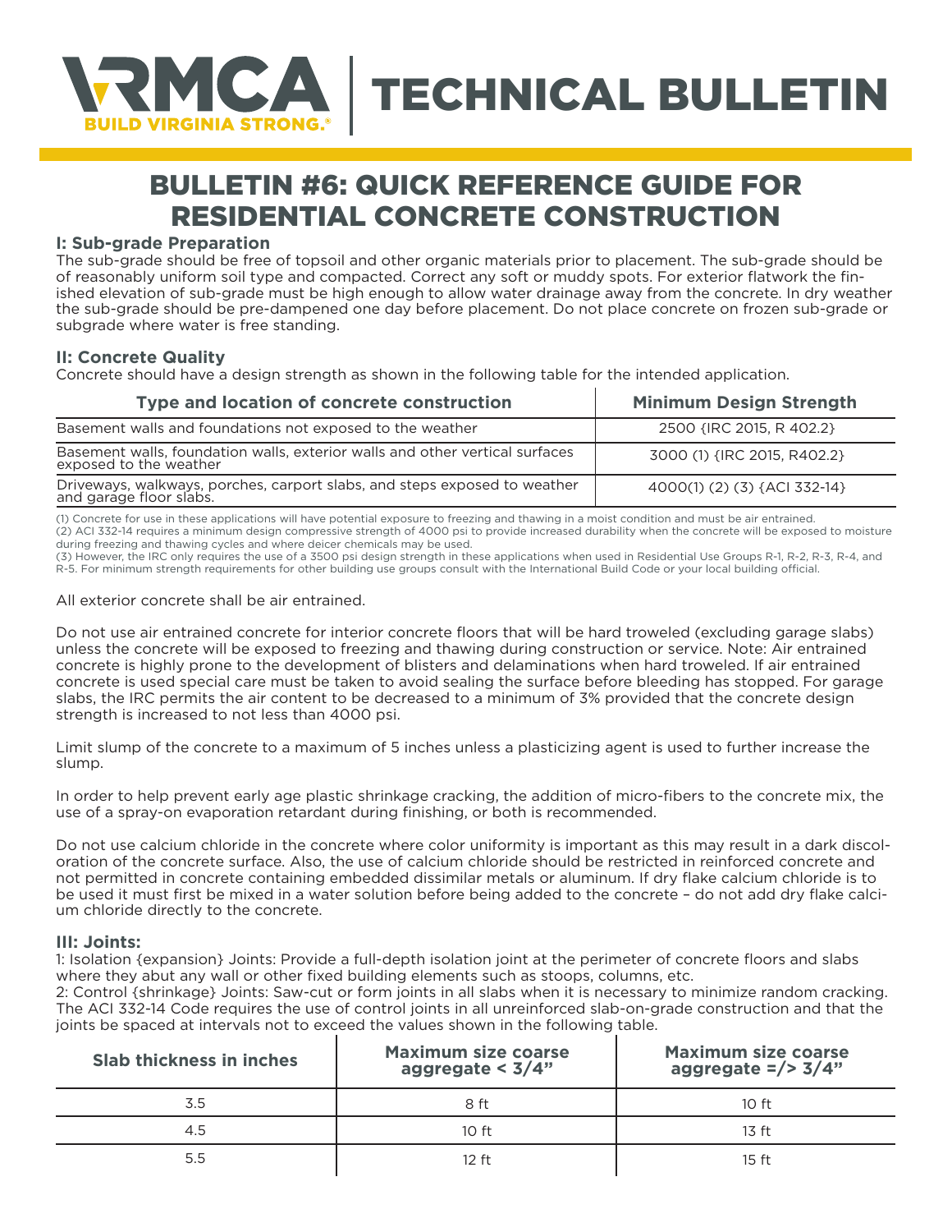# VRMCA | TECHNICAL BULLETIN

BUILD VIRGINIA STRONG.®

## BULLETIN #6: QUICK REFERENCE GUIDE FOR RESIDENTIAL CONCRETE CONSTRUCTION

### I: Sub-grade Preparation

The sub-grade should be free of topsoil and other organic materials prior to placement. The sub-grade should be of reasonably uniform soil type and compacted. Correct any soft or muddy spots. For exterior flatwork the finished elevation of sub-grade must be high enough to allow water drainage away from the concrete. In dry weather the sub-grade should be pre-dampened one day before placement. Do not place concrete on frozen sub-grade or subgrade where water is free standing.

### II: Concrete Quality

Concrete should have a design strength as shown in the following table for the intended application.

| Type and location of concrete construction | Minimum Design Strength |
| --- | --- |
| Basement walls and foundations not exposed to the weather | 2500 {IRC 2015, R 402.2} |
| Basement walls, foundation walls, exterior walls and other vertical surfaces exposed to the weather | 3000 (1) {IRC 2015, R402.2} |
| Driveways, walkways, porches, carport slabs, and steps exposed to weather and garage floor slabs. | 4000(1) (2) (3) {ACI 332-14} |

(1) Concrete for use in these applications will have potential exposure to freezing and thawing in a moist condition and must be air entrained.
(2) ACI 332-14 requires a minimum design compressive strength of 4000 psi to provide increased durability when the concrete will be exposed to moisture during freezing and thawing cycles and where deicer chemicals may be used.
(3) However, the IRC only requires the use of a 3500 psi design strength in these applications when used in Residential Use Groups R-1, R-2, R-3, R-4, and R-5. For minimum strength requirements for other building use groups consult with the International Build Code or your local building official.

All exterior concrete shall be air entrained.

Do not use air entrained concrete for interior concrete floors that will be hard troweled (excluding garage slabs) unless the concrete will be exposed to freezing and thawing during construction or service. Note: Air entrained concrete is highly prone to the development of blisters and delaminations when hard troweled. If air entrained concrete is used special care must be taken to avoid sealing the surface before bleeding has stopped. For garage slabs, the IRC permits the air content to be decreased to a minimum of 3% provided that the concrete design strength is increased to not less than 4000 psi.

Limit slump of the concrete to a maximum of 5 inches unless a plasticizing agent is used to further increase the slump.

In order to help prevent early age plastic shrinkage cracking, the addition of micro-fibers to the concrete mix, the use of a spray-on evaporation retardant during finishing, or both is recommended.

Do not use calcium chloride in the concrete where color uniformity is important as this may result in a dark discoloration of the concrete surface. Also, the use of calcium chloride should be restricted in reinforced concrete and not permitted in concrete containing embedded dissimilar metals or aluminum. If dry flake calcium chloride is to be used it must first be mixed in a water solution before being added to the concrete – do not add dry flake calcium chloride directly to the concrete.

### III: Joints:

1: Isolation {expansion} Joints: Provide a full-depth isolation joint at the perimeter of concrete floors and slabs where they abut any wall or other fixed building elements such as stoops, columns, etc.
2: Control {shrinkage} Joints: Saw-cut or form joints in all slabs when it is necessary to minimize random cracking. The ACI 332-14 Code requires the use of control joints in all unreinforced slab-on-grade construction and that the joints be spaced at intervals not to exceed the values shown in the following table.

| Slab thickness in inches | Maximum size coarse aggregate < 3/4" | Maximum size coarse aggregate =/> 3/4" |
| --- | --- | --- |
| 3.5 | 8 ft | 10 ft |
| 4.5 | 10 ft | 13 ft |
| 5.5 | 12 ft | 15 ft |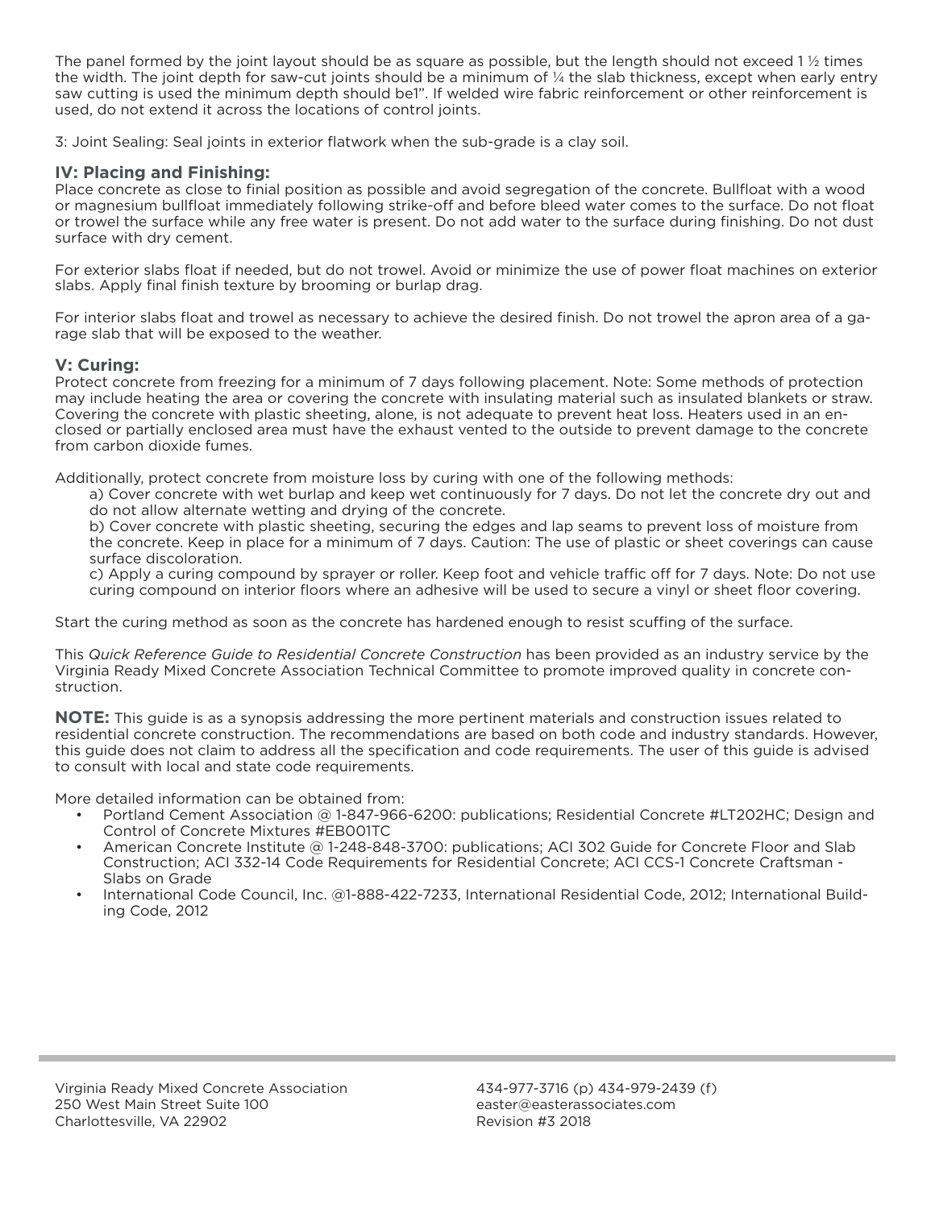The panel formed by the joint layout should be as square as possible, but the length should not exceed 1 ½ times the width. The joint depth for saw-cut joints should be a minimum of ¼ the slab thickness, except when early entry saw cutting is used the minimum depth should be1". If welded wire fabric reinforcement or other reinforcement is used, do not extend it across the locations of control joints.

3: Joint Sealing: Seal joints in exterior flatwork when the sub-grade is a clay soil.

## IV: Placing and Finishing:

Place concrete as close to finial position as possible and avoid segregation of the concrete. Bullfloat with a wood or magnesium bullfloat immediately following strike-off and before bleed water comes to the surface. Do not float or trowel the surface while any free water is present. Do not add water to the surface during finishing. Do not dust surface with dry cement.

For exterior slabs float if needed, but do not trowel. Avoid or minimize the use of power float machines on exterior slabs. Apply final finish texture by brooming or burlap drag.

For interior slabs float and trowel as necessary to achieve the desired finish. Do not trowel the apron area of a garage slab that will be exposed to the weather.

## V: Curing:

Protect concrete from freezing for a minimum of 7 days following placement. Note: Some methods of protection may include heating the area or covering the concrete with insulating material such as insulated blankets or straw. Covering the concrete with plastic sheeting, alone, is not adequate to prevent heat loss. Heaters used in an enclosed or partially enclosed area must have the exhaust vented to the outside to prevent damage to the concrete from carbon dioxide fumes.

Additionally, protect concrete from moisture loss by curing with one of the following methods:

a) Cover concrete with wet burlap and keep wet continuously for 7 days. Do not let the concrete dry out and do not allow alternate wetting and drying of the concrete.

b) Cover concrete with plastic sheeting, securing the edges and lap seams to prevent loss of moisture from the concrete. Keep in place for a minimum of 7 days. Caution: The use of plastic or sheet coverings can cause surface discoloration.

c) Apply a curing compound by sprayer or roller. Keep foot and vehicle traffic off for 7 days. Note: Do not use curing compound on interior floors where an adhesive will be used to secure a vinyl or sheet floor covering.

Start the curing method as soon as the concrete has hardened enough to resist scuffing of the surface.

This *Quick Reference Guide to Residential Concrete Construction* has been provided as an industry service by the Virginia Ready Mixed Concrete Association Technical Committee to promote improved quality in concrete construction.

**NOTE:** This guide is as a synopsis addressing the more pertinent materials and construction issues related to residential concrete construction. The recommendations are based on both code and industry standards. However, this guide does not claim to address all the specification and code requirements. The user of this guide is advised to consult with local and state code requirements.

More detailed information can be obtained from:

- Portland Cement Association @ 1-847-966-6200: publications; Residential Concrete #LT202HC; Design and Control of Concrete Mixtures #EB001TC
- American Concrete Institute @ 1-248-848-3700: publications; ACI 302 Guide for Concrete Floor and Slab Construction; ACI 332-14 Code Requirements for Residential Concrete; ACI CCS-1 Concrete Craftsman - Slabs on Grade
- International Code Council, Inc. @1-888-422-7233, International Residential Code, 2012; International Building Code, 2012

Virginia Ready Mixed Concrete Association
250 West Main Street Suite 100
Charlottesville, VA 22902

434-977-3716 (p) 434-979-2439 (f)
easter@easterassociates.com
Revision #3 2018